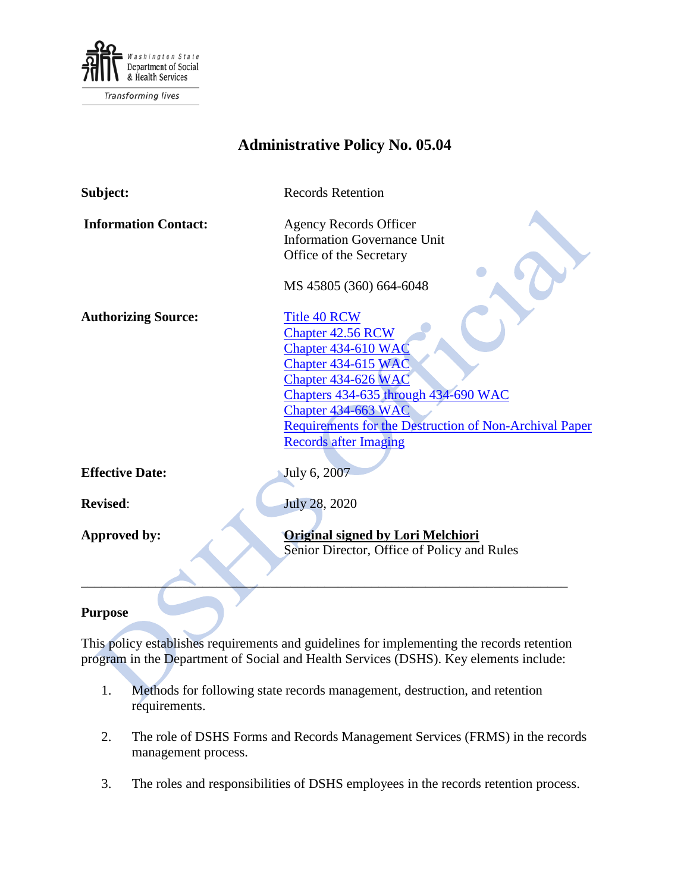Washington State Department of Social & Health Services

Transforming lives

# Administrative Policy No. 05.04

| | |
|---|---|
| **Subject:** | Records Retention |
| **Information Contact:** | Agency Records Officer<br>Information Governance Unit<br>Office of the Secretary<br><br>MS 45805 (360) 664-6048 |
| **Authorizing Source:** | Title 40 RCW<br>Chapter 42.56 RCW<br>Chapter 434-610 WAC<br>Chapter 434-615 WAC<br>Chapter 434-626 WAC<br>Chapters 434-635 through 434-690 WAC<br>Chapter 434-663 WAC<br>Requirements for the Destruction of Non-Archival Paper Records after Imaging |
| **Effective Date:** | July 6, 2007 |
| **Revised:** | July 28, 2020 |
| **Approved by:** | **Original signed by Lori Melchiori**<br>Senior Director, Office of Policy and Rules |

---

## Purpose

This policy establishes requirements and guidelines for implementing the records retention program in the Department of Social and Health Services (DSHS). Key elements include:

1. Methods for following state records management, destruction, and retention requirements.

2. The role of DSHS Forms and Records Management Services (FRMS) in the records management process.

3. The roles and responsibilities of DSHS employees in the records retention process.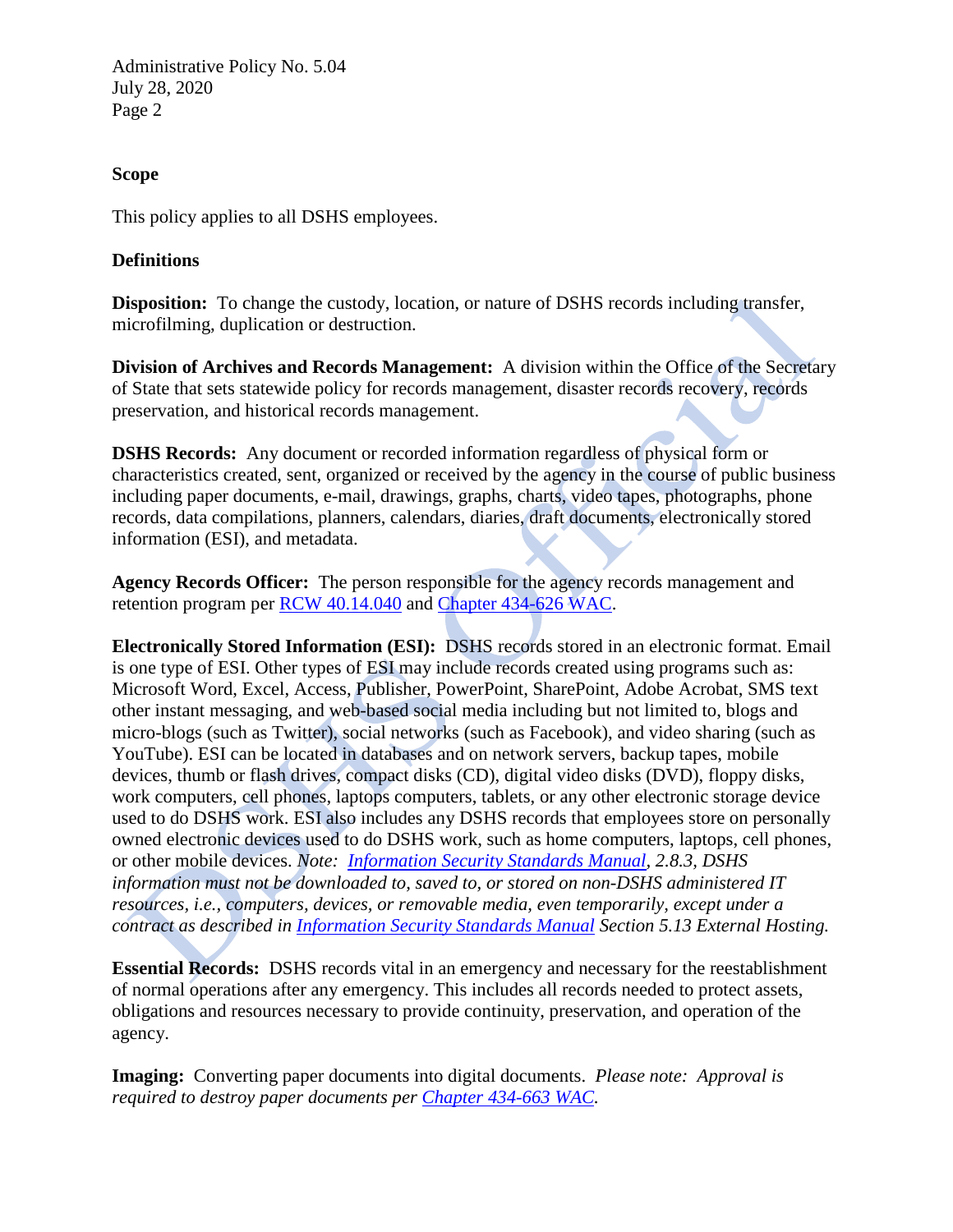## Scope

This policy applies to all DSHS employees.

## Definitions

**Disposition:** To change the custody, location, or nature of DSHS records including transfer, microfilming, duplication or destruction.

**Division of Archives and Records Management:** A division within the Office of the Secretary of State that sets statewide policy for records management, disaster records recovery, records preservation, and historical records management.

**DSHS Records:** Any document or recorded information regardless of physical form or characteristics created, sent, organized or received by the agency in the course of public business including paper documents, e-mail, drawings, graphs, charts, video tapes, photographs, phone records, data compilations, planners, calendars, diaries, draft documents, electronically stored information (ESI), and metadata.

**Agency Records Officer:** The person responsible for the agency records management and retention program per RCW 40.14.040 and Chapter 434-626 WAC.

**Electronically Stored Information (ESI):** DSHS records stored in an electronic format. Email is one type of ESI. Other types of ESI may include records created using programs such as: Microsoft Word, Excel, Access, Publisher, PowerPoint, SharePoint, Adobe Acrobat, SMS text other instant messaging, and web-based social media including but not limited to, blogs and micro-blogs (such as Twitter), social networks (such as Facebook), and video sharing (such as YouTube). ESI can be located in databases and on network servers, backup tapes, mobile devices, thumb or flash drives, compact disks (CD), digital video disks (DVD), floppy disks, work computers, cell phones, laptops computers, tablets, or any other electronic storage device used to do DSHS work. ESI also includes any DSHS records that employees store on personally owned electronic devices used to do DSHS work, such as home computers, laptops, cell phones, or other mobile devices. *Note: Information Security Standards Manual, 2.8.3, DSHS information must not be downloaded to, saved to, or stored on non-DSHS administered IT resources, i.e., computers, devices, or removable media, even temporarily, except under a contract as described in Information Security Standards Manual Section 5.13 External Hosting.*

**Essential Records:** DSHS records vital in an emergency and necessary for the reestablishment of normal operations after any emergency. This includes all records needed to protect assets, obligations and resources necessary to provide continuity, preservation, and operation of the agency.

**Imaging:** Converting paper documents into digital documents. *Please note: Approval is required to destroy paper documents per Chapter 434-663 WAC.*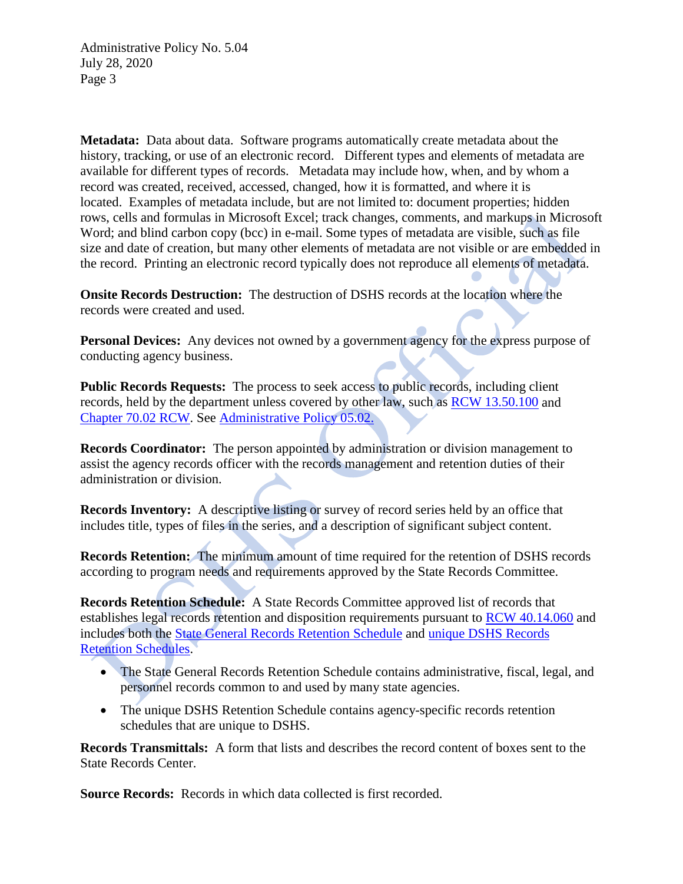**Metadata:** Data about data. Software programs automatically create metadata about the history, tracking, or use of an electronic record. Different types and elements of metadata are available for different types of records. Metadata may include how, when, and by whom a record was created, received, accessed, changed, how it is formatted, and where it is located. Examples of metadata include, but are not limited to: document properties; hidden rows, cells and formulas in Microsoft Excel; track changes, comments, and markups in Microsoft Word; and blind carbon copy (bcc) in e-mail. Some types of metadata are visible, such as file size and date of creation, but many other elements of metadata are not visible or are embedded in the record. Printing an electronic record typically does not reproduce all elements of metadata.

**Onsite Records Destruction:** The destruction of DSHS records at the location where the records were created and used.

**Personal Devices:** Any devices not owned by a government agency for the express purpose of conducting agency business.

**Public Records Requests:** The process to seek access to public records, including client records, held by the department unless covered by other law, such as RCW 13.50.100 and Chapter 70.02 RCW. See Administrative Policy 05.02.

**Records Coordinator:** The person appointed by administration or division management to assist the agency records officer with the records management and retention duties of their administration or division.

**Records Inventory:** A descriptive listing or survey of record series held by an office that includes title, types of files in the series, and a description of significant subject content.

**Records Retention:** The minimum amount of time required for the retention of DSHS records according to program needs and requirements approved by the State Records Committee.

**Records Retention Schedule:** A State Records Committee approved list of records that establishes legal records retention and disposition requirements pursuant to RCW 40.14.060 and includes both the State General Records Retention Schedule and unique DSHS Records Retention Schedules.

- The State General Records Retention Schedule contains administrative, fiscal, legal, and personnel records common to and used by many state agencies.
- The unique DSHS Retention Schedule contains agency-specific records retention schedules that are unique to DSHS.

**Records Transmittals:** A form that lists and describes the record content of boxes sent to the State Records Center.

**Source Records:** Records in which data collected is first recorded.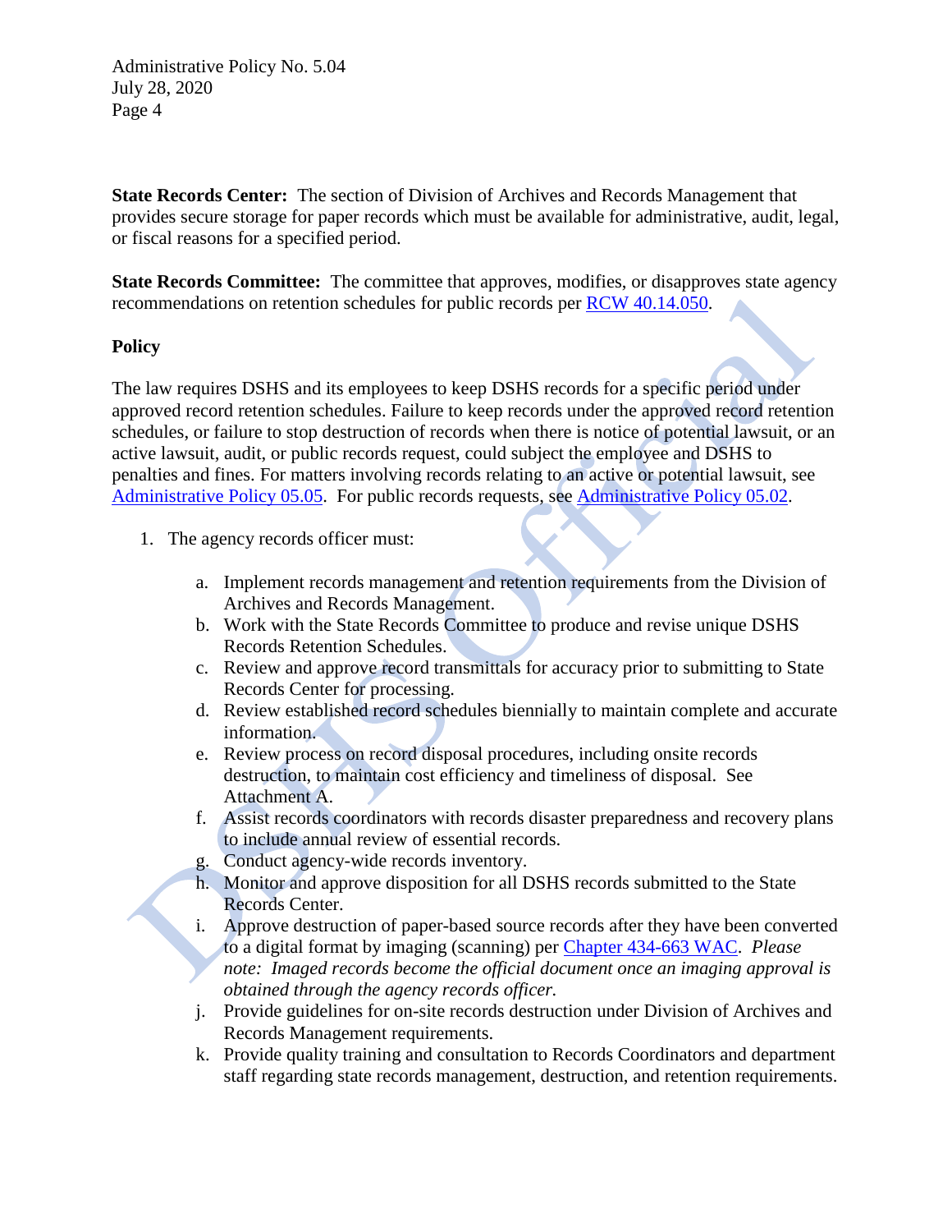**State Records Center:** The section of Division of Archives and Records Management that provides secure storage for paper records which must be available for administrative, audit, legal, or fiscal reasons for a specified period.

**State Records Committee:** The committee that approves, modifies, or disapproves state agency recommendations on retention schedules for public records per [RCW 40.14.050](RCW 40.14.050).

**Policy**

The law requires DSHS and its employees to keep DSHS records for a specific period under approved record retention schedules. Failure to keep records under the approved record retention schedules, or failure to stop destruction of records when there is notice of potential lawsuit, or an active lawsuit, audit, or public records request, could subject the employee and DSHS to penalties and fines. For matters involving records relating to an active or potential lawsuit, see Administrative Policy 05.05. For public records requests, see Administrative Policy 05.02.

1. The agency records officer must:

    a. Implement records management and retention requirements from the Division of Archives and Records Management.
    b. Work with the State Records Committee to produce and revise unique DSHS Records Retention Schedules.
    c. Review and approve record transmittals for accuracy prior to submitting to State Records Center for processing.
    d. Review established record schedules biennially to maintain complete and accurate information.
    e. Review process on record disposal procedures, including onsite records destruction, to maintain cost efficiency and timeliness of disposal. See Attachment A.
    f. Assist records coordinators with records disaster preparedness and recovery plans to include annual review of essential records.
    g. Conduct agency-wide records inventory.
    h. Monitor and approve disposition for all DSHS records submitted to the State Records Center.
    i. Approve destruction of paper-based source records after they have been converted to a digital format by imaging (scanning) per Chapter 434-663 WAC. *Please note: Imaged records become the official document once an imaging approval is obtained through the agency records officer.*
    j. Provide guidelines for on-site records destruction under Division of Archives and Records Management requirements.
    k. Provide quality training and consultation to Records Coordinators and department staff regarding state records management, destruction, and retention requirements.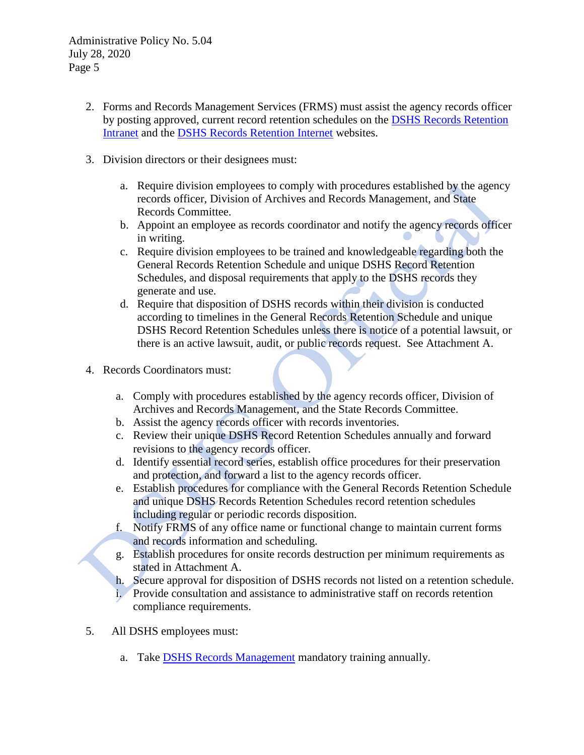2. Forms and Records Management Services (FRMS) must assist the agency records officer by posting approved, current record retention schedules on the DSHS Records Retention Intranet and the DSHS Records Retention Internet websites.

3. Division directors or their designees must:

   a. Require division employees to comply with procedures established by the agency records officer, Division of Archives and Records Management, and State Records Committee.
   b. Appoint an employee as records coordinator and notify the agency records officer in writing.
   c. Require division employees to be trained and knowledgeable regarding both the General Records Retention Schedule and unique DSHS Record Retention Schedules, and disposal requirements that apply to the DSHS records they generate and use.
   d. Require that disposition of DSHS records within their division is conducted according to timelines in the General Records Retention Schedule and unique DSHS Record Retention Schedules unless there is notice of a potential lawsuit, or there is an active lawsuit, audit, or public records request. See Attachment A.

4. Records Coordinators must:

   a. Comply with procedures established by the agency records officer, Division of Archives and Records Management, and the State Records Committee.
   b. Assist the agency records officer with records inventories.
   c. Review their unique DSHS Record Retention Schedules annually and forward revisions to the agency records officer.
   d. Identify essential record series, establish office procedures for their preservation and protection, and forward a list to the agency records officer.
   e. Establish procedures for compliance with the General Records Retention Schedule and unique DSHS Records Retention Schedules record retention schedules including regular or periodic records disposition.
   f. Notify FRMS of any office name or functional change to maintain current forms and records information and scheduling.
   g. Establish procedures for onsite records destruction per minimum requirements as stated in Attachment A.
   h. Secure approval for disposition of DSHS records not listed on a retention schedule.
   i. Provide consultation and assistance to administrative staff on records retention compliance requirements.

5. All DSHS employees must:

   a. Take DSHS Records Management mandatory training annually.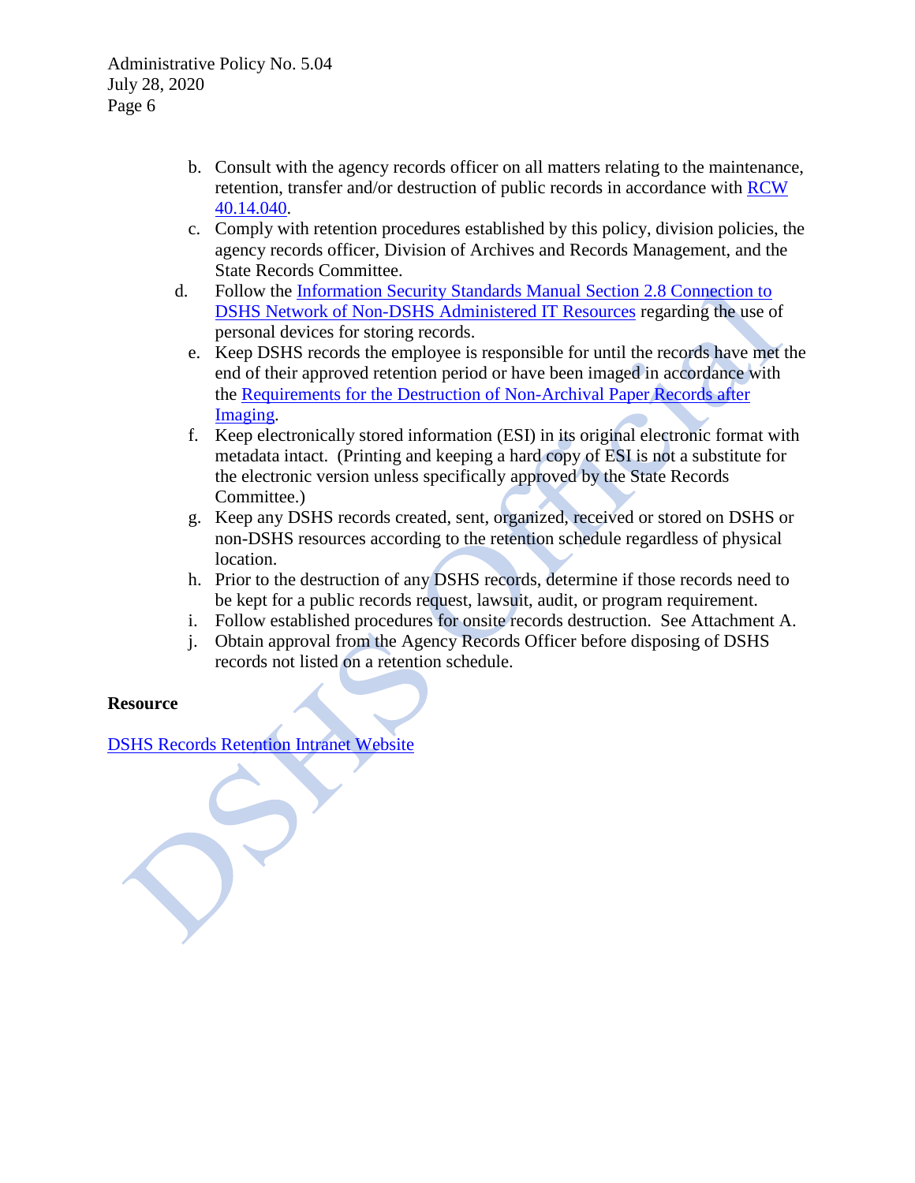b. Consult with the agency records officer on all matters relating to the maintenance, retention, transfer and/or destruction of public records in accordance with [RCW 40.14.040](RCW 40.14.040).
c. Comply with retention procedures established by this policy, division policies, the agency records officer, Division of Archives and Records Management, and the State Records Committee.
d. Follow the [Information Security Standards Manual Section 2.8 Connection to DSHS Network of Non-DSHS Administered IT Resources](Information Security Standards Manual Section 2.8 Connection to DSHS Network of Non-DSHS Administered IT Resources) regarding the use of personal devices for storing records.
e. Keep DSHS records the employee is responsible for until the records have met the end of their approved retention period or have been imaged in accordance with the [Requirements for the Destruction of Non-Archival Paper Records after Imaging](Requirements for the Destruction of Non-Archival Paper Records after Imaging).
f. Keep electronically stored information (ESI) in its original electronic format with metadata intact. (Printing and keeping a hard copy of ESI is not a substitute for the electronic version unless specifically approved by the State Records Committee.)
g. Keep any DSHS records created, sent, organized, received or stored on DSHS or non-DSHS resources according to the retention schedule regardless of physical location.
h. Prior to the destruction of any DSHS records, determine if those records need to be kept for a public records request, lawsuit, audit, or program requirement.
i. Follow established procedures for onsite records destruction. See Attachment A.
j. Obtain approval from the Agency Records Officer before disposing of DSHS records not listed on a retention schedule.

**Resource**

[DSHS Records Retention Intranet Website](DSHS Records Retention Intranet Website)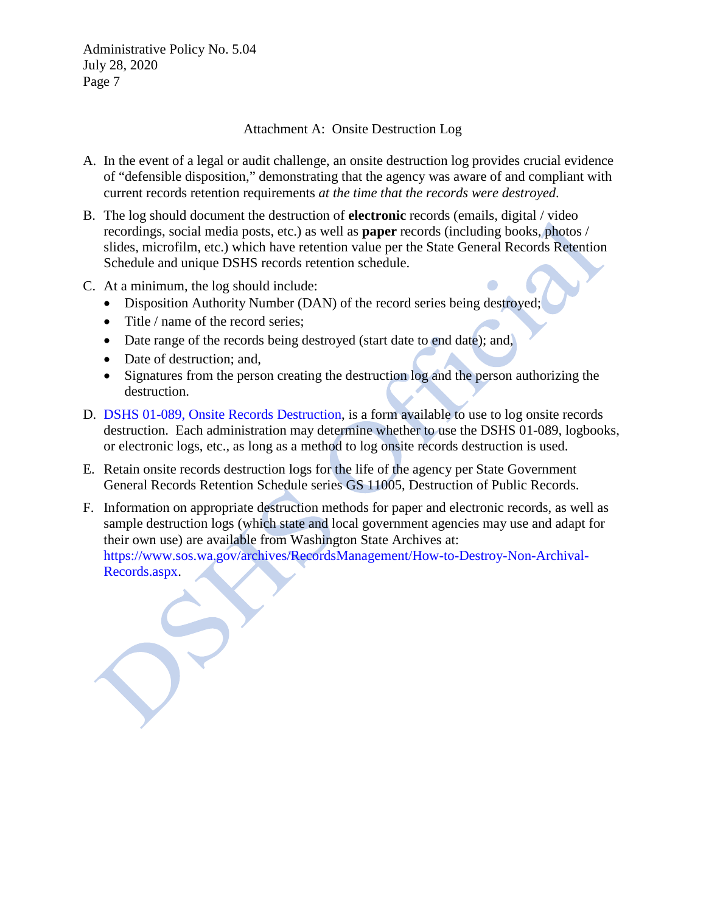## Attachment A: Onsite Destruction Log

A. In the event of a legal or audit challenge, an onsite destruction log provides crucial evidence of "defensible disposition," demonstrating that the agency was aware of and compliant with current records retention requirements *at the time that the records were destroyed.*

B. The log should document the destruction of **electronic** records (emails, digital / video recordings, social media posts, etc.) as well as **paper** records (including books, photos / slides, microfilm, etc.) which have retention value per the State General Records Retention Schedule and unique DSHS records retention schedule.

C. At a minimum, the log should include:
   - Disposition Authority Number (DAN) of the record series being destroyed;
   - Title / name of the record series;
   - Date range of the records being destroyed (start date to end date); and,
   - Date of destruction; and,
   - Signatures from the person creating the destruction log and the person authorizing the destruction.

D. DSHS 01-089, Onsite Records Destruction, is a form available to use to log onsite records destruction. Each administration may determine whether to use the DSHS 01-089, logbooks, or electronic logs, etc., as long as a method to log onsite records destruction is used.

E. Retain onsite records destruction logs for the life of the agency per State Government General Records Retention Schedule series GS 11005, Destruction of Public Records.

F. Information on appropriate destruction methods for paper and electronic records, as well as sample destruction logs (which state and local government agencies may use and adapt for their own use) are available from Washington State Archives at: https://www.sos.wa.gov/archives/RecordsManagement/How-to-Destroy-Non-Archival-Records.aspx.